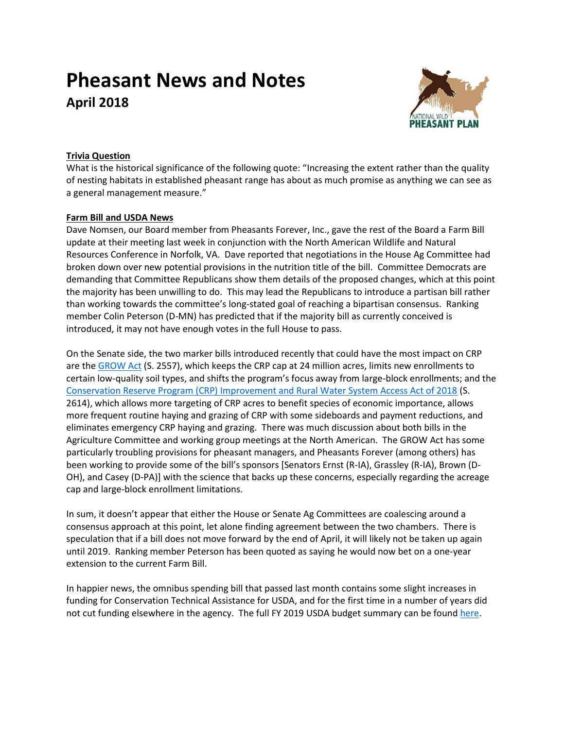# Pheasant News and Notes

## April 2018

**Trivia Question**

What is the historical significance of the following quote: "Increasing the extent rather than the quality of nesting habitats in established pheasant range has about as much promise as anything we can see as a general management measure."

**Farm Bill and USDA News**

Dave Nomsen, our Board member from Pheasants Forever, Inc., gave the rest of the Board a Farm Bill update at their meeting last week in conjunction with the North American Wildlife and Natural Resources Conference in Norfolk, VA. Dave reported that negotiations in the House Ag Committee had broken down over new potential provisions in the nutrition title of the bill. Committee Democrats are demanding that Committee Republicans show them details of the proposed changes, which at this point the majority has been unwilling to do. This may lead the Republicans to introduce a partisan bill rather than working towards the committee's long-stated goal of reaching a bipartisan consensus. Ranking member Colin Peterson (D-MN) has predicted that if the majority bill as currently conceived is introduced, it may not have enough votes in the full House to pass.

On the Senate side, the two marker bills introduced recently that could have the most impact on CRP are the GROW Act (S. 2557), which keeps the CRP cap at 24 million acres, limits new enrollments to certain low-quality soil types, and shifts the program's focus away from large-block enrollments; and the Conservation Reserve Program (CRP) Improvement and Rural Water System Access Act of 2018 (S. 2614), which allows more targeting of CRP acres to benefit species of economic importance, allows more frequent routine haying and grazing of CRP with some sideboards and payment reductions, and eliminates emergency CRP haying and grazing. There was much discussion about both bills in the Agriculture Committee and working group meetings at the North American. The GROW Act has some particularly troubling provisions for pheasant managers, and Pheasants Forever (among others) has been working to provide some of the bill's sponsors [Senators Ernst (R-IA), Grassley (R-IA), Brown (D-OH), and Casey (D-PA)] with the science that backs up these concerns, especially regarding the acreage cap and large-block enrollment limitations.

In sum, it doesn't appear that either the House or Senate Ag Committees are coalescing around a consensus approach at this point, let alone finding agreement between the two chambers. There is speculation that if a bill does not move forward by the end of April, it will likely not be taken up again until 2019. Ranking member Peterson has been quoted as saying he would now bet on a one-year extension to the current Farm Bill.

In happier news, the omnibus spending bill that passed last month contains some slight increases in funding for Conservation Technical Assistance for USDA, and for the first time in a number of years did not cut funding elsewhere in the agency. The full FY 2019 USDA budget summary can be found here.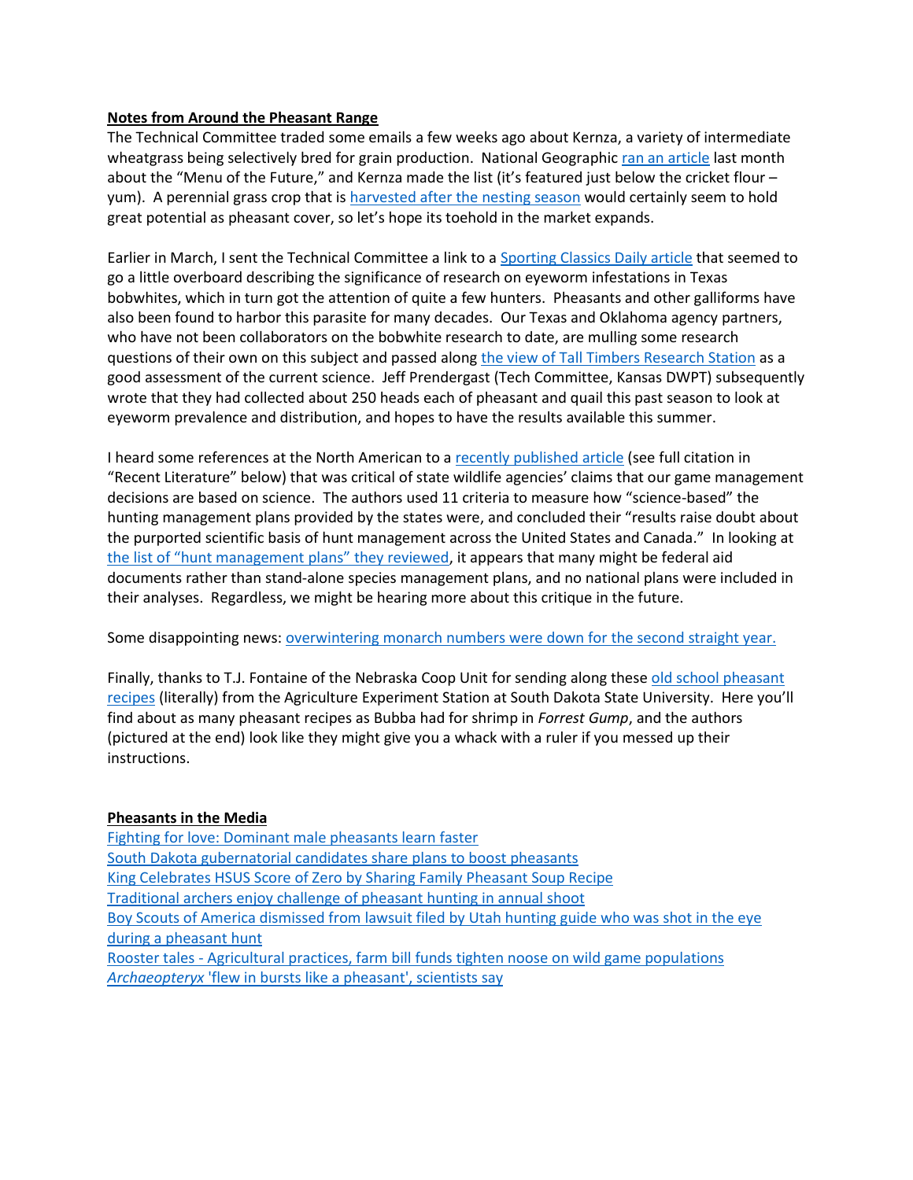**Notes from Around the Pheasant Range**

The Technical Committee traded some emails a few weeks ago about Kernza, a variety of intermediate wheatgrass being selectively bred for grain production. National Geographic ran an article last month about the "Menu of the Future," and Kernza made the list (it's featured just below the cricket flour – yum). A perennial grass crop that is harvested after the nesting season would certainly seem to hold great potential as pheasant cover, so let's hope its toehold in the market expands.

Earlier in March, I sent the Technical Committee a link to a Sporting Classics Daily article that seemed to go a little overboard describing the significance of research on eyeworm infestations in Texas bobwhites, which in turn got the attention of quite a few hunters. Pheasants and other galliforms have also been found to harbor this parasite for many decades. Our Texas and Oklahoma agency partners, who have not been collaborators on the bobwhite research to date, are mulling some research questions of their own on this subject and passed along the view of Tall Timbers Research Station as a good assessment of the current science. Jeff Prendergast (Tech Committee, Kansas DWPT) subsequently wrote that they had collected about 250 heads each of pheasant and quail this past season to look at eyeworm prevalence and distribution, and hopes to have the results available this summer.

I heard some references at the North American to a recently published article (see full citation in "Recent Literature" below) that was critical of state wildlife agencies' claims that our game management decisions are based on science. The authors used 11 criteria to measure how "science-based" the hunting management plans provided by the states were, and concluded their "results raise doubt about the purported scientific basis of hunt management across the United States and Canada." In looking at the list of "hunt management plans" they reviewed, it appears that many might be federal aid documents rather than stand-alone species management plans, and no national plans were included in their analyses. Regardless, we might be hearing more about this critique in the future.

Some disappointing news: overwintering monarch numbers were down for the second straight year.

Finally, thanks to T.J. Fontaine of the Nebraska Coop Unit for sending along these old school pheasant recipes (literally) from the Agriculture Experiment Station at South Dakota State University. Here you'll find about as many pheasant recipes as Bubba had for shrimp in *Forrest Gump*, and the authors (pictured at the end) look like they might give you a whack with a ruler if you messed up their instructions.

**Pheasants in the Media**

Fighting for love: Dominant male pheasants learn faster
South Dakota gubernatorial candidates share plans to boost pheasants
King Celebrates HSUS Score of Zero by Sharing Family Pheasant Soup Recipe
Traditional archers enjoy challenge of pheasant hunting in annual shoot
Boy Scouts of America dismissed from lawsuit filed by Utah hunting guide who was shot in the eye during a pheasant hunt
Rooster tales - Agricultural practices, farm bill funds tighten noose on wild game populations
*Archaeopteryx* 'flew in bursts like a pheasant', scientists say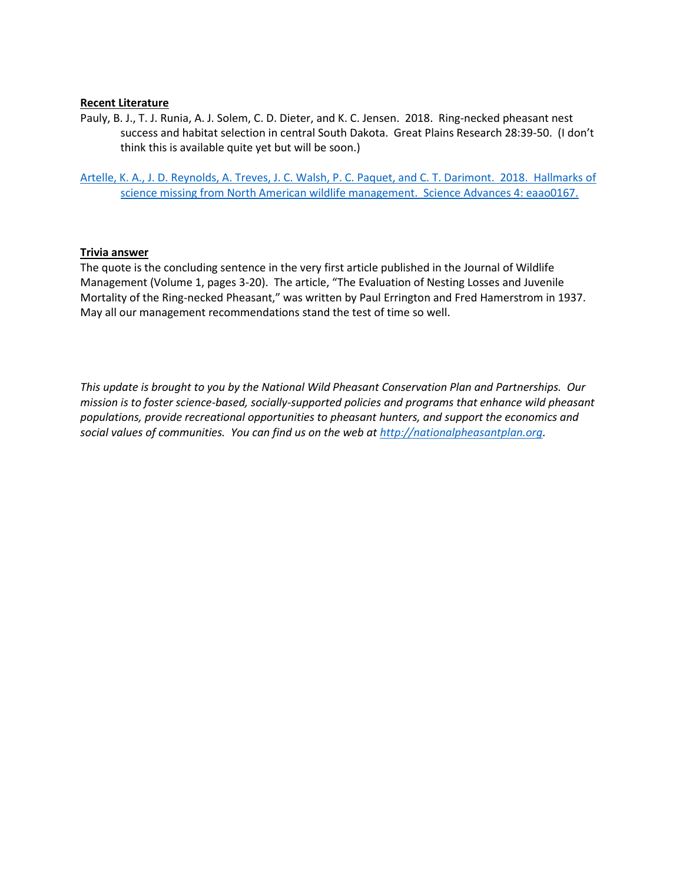**Recent Literature**

Pauly, B. J., T. J. Runia, A. J. Solem, C. D. Dieter, and K. C. Jensen. 2018. Ring-necked pheasant nest success and habitat selection in central South Dakota. Great Plains Research 28:39-50. (I don't think this is available quite yet but will be soon.)

Artelle, K. A., J. D. Reynolds, A. Treves, J. C. Walsh, P. C. Paquet, and C. T. Darimont. 2018. Hallmarks of science missing from North American wildlife management. Science Advances 4: eaao0167.

**Trivia answer**

The quote is the concluding sentence in the very first article published in the Journal of Wildlife Management (Volume 1, pages 3-20). The article, "The Evaluation of Nesting Losses and Juvenile Mortality of the Ring-necked Pheasant," was written by Paul Errington and Fred Hamerstrom in 1937. May all our management recommendations stand the test of time so well.

*This update is brought to you by the National Wild Pheasant Conservation Plan and Partnerships. Our mission is to foster science-based, socially-supported policies and programs that enhance wild pheasant populations, provide recreational opportunities to pheasant hunters, and support the economics and social values of communities. You can find us on the web at http://nationalpheasantplan.org.*